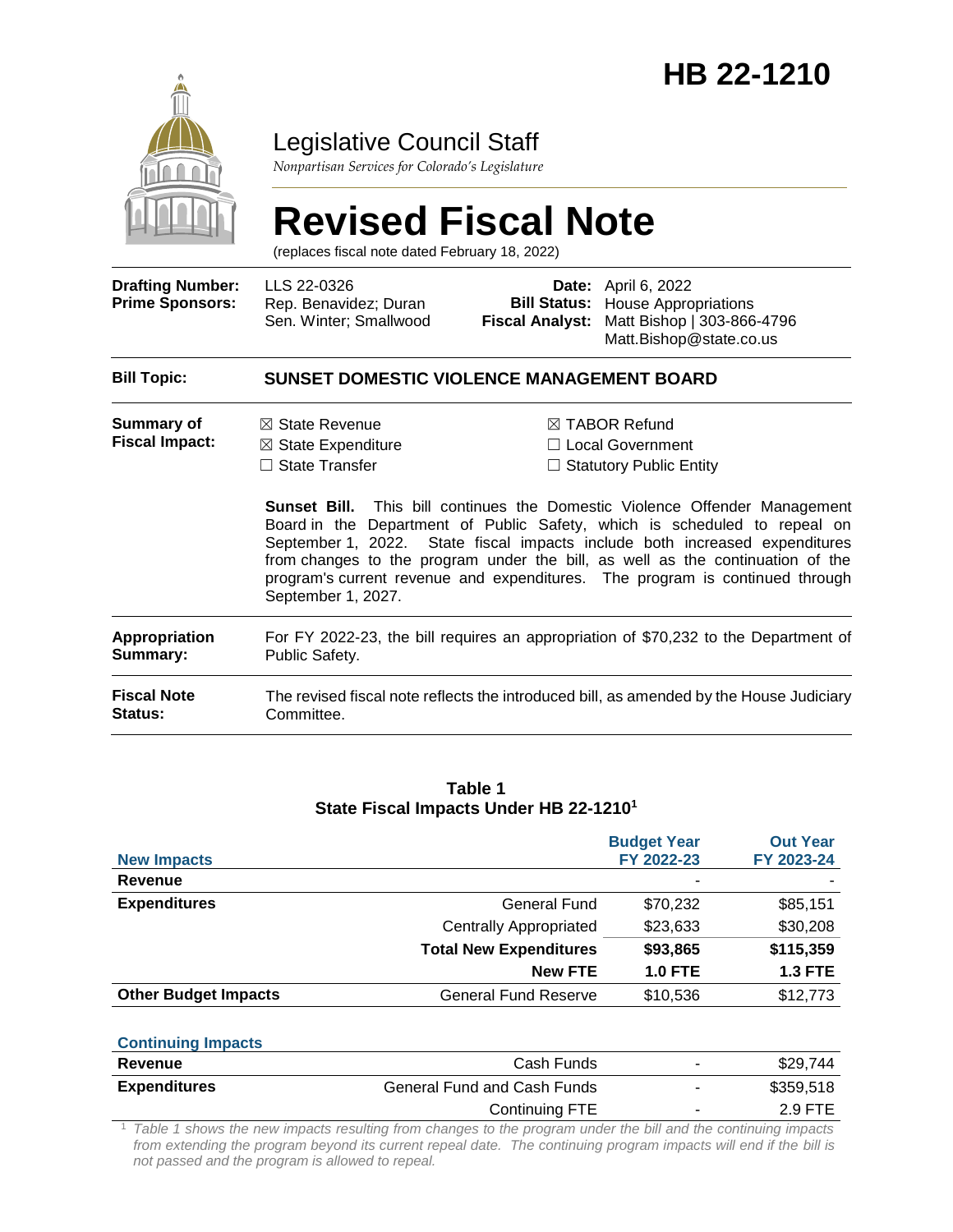# HB 22-1210

## Legislative Council Staff

*Nonpartisan Services for Colorado's Legislature*

# Revised Fiscal Note

(replaces fiscal note dated February 18, 2022)

| | | | |
|---|---|---|---|
| **Drafting Number:** | LLS 22-0326 | **Date:** | April 6, 2022 |
| **Prime Sponsors:** | Rep. Benavidez; Duran<br>Sen. Winter; Smallwood | **Bill Status:** | House Appropriations |
| | | **Fiscal Analyst:** | Matt Bishop \| 303-866-4796<br>Matt.Bishop@state.co.us |

| | |
|---|---|
| **Bill Topic:** | **SUNSET DOMESTIC VIOLENCE MANAGEMENT BOARD** |
| **Summary of Fiscal Impact:** | ☒ State Revenue ☒ State Expenditure ☐ State Transfer ☒ TABOR Refund ☐ Local Government ☐ Statutory Public Entity<br><br>**Sunset Bill.** This bill continues the Domestic Violence Offender Management Board in the Department of Public Safety, which is scheduled to repeal on September 1, 2022. State fiscal impacts include both increased expenditures from changes to the program under the bill, as well as the continuation of the program's current revenue and expenditures. The program is continued through September 1, 2027. |
| **Appropriation Summary:** | For FY 2022-23, the bill requires an appropriation of $70,232 to the Department of Public Safety. |
| **Fiscal Note Status:** | The revised fiscal note reflects the introduced bill, as amended by the House Judiciary Committee. |

**Table 1**
**State Fiscal Impacts Under HB 22-1210[1]**

| **New Impacts** | | **Budget Year FY 2022-23** | **Out Year FY 2023-24** |
|---|---|---|---|
| **Revenue** | | - | - |
| **Expenditures** | General Fund | $70,232 | $85,151 |
| | Centrally Appropriated | $23,633 | $30,208 |
| | **Total New Expenditures** | **$93,865** | **$115,359** |
| | **New FTE** | **1.0 FTE** | **1.3 FTE** |
| **Other Budget Impacts** | General Fund Reserve | $10,536 | $12,773 |
| **Continuing Impacts** | | | |
| **Revenue** | Cash Funds | - | $29,744 |
| **Expenditures** | General Fund and Cash Funds | - | $359,518 |
| | Continuing FTE | - | 2.9 FTE |

[1] *Table 1 shows the new impacts resulting from changes to the program under the bill and the continuing impacts from extending the program beyond its current repeal date. The continuing program impacts will end if the bill is not passed and the program is allowed to repeal.*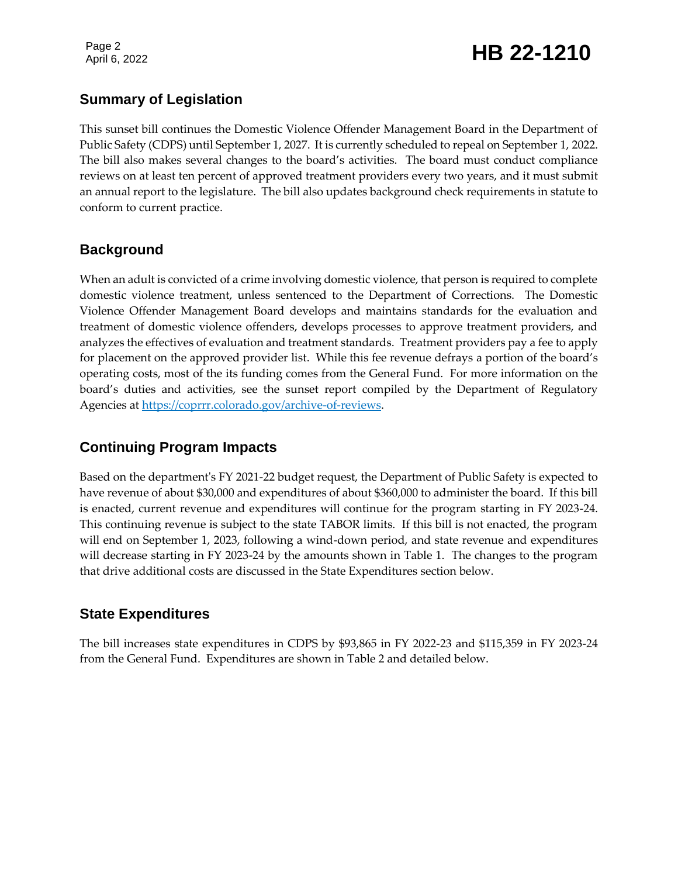## Summary of Legislation

This sunset bill continues the Domestic Violence Offender Management Board in the Department of Public Safety (CDPS) until September 1, 2027. It is currently scheduled to repeal on September 1, 2022. The bill also makes several changes to the board's activities. The board must conduct compliance reviews on at least ten percent of approved treatment providers every two years, and it must submit an annual report to the legislature. The bill also updates background check requirements in statute to conform to current practice.

## Background

When an adult is convicted of a crime involving domestic violence, that person is required to complete domestic violence treatment, unless sentenced to the Department of Corrections. The Domestic Violence Offender Management Board develops and maintains standards for the evaluation and treatment of domestic violence offenders, develops processes to approve treatment providers, and analyzes the effectives of evaluation and treatment standards. Treatment providers pay a fee to apply for placement on the approved provider list. While this fee revenue defrays a portion of the board's operating costs, most of the its funding comes from the General Fund. For more information on the board's duties and activities, see the sunset report compiled by the Department of Regulatory Agencies at [https://coprrr.colorado.gov/archive-of-reviews](https://coprrr.colorado.gov/archive-of-reviews).

## Continuing Program Impacts

Based on the department's FY 2021-22 budget request, the Department of Public Safety is expected to have revenue of about $30,000 and expenditures of about $360,000 to administer the board. If this bill is enacted, current revenue and expenditures will continue for the program starting in FY 2023-24. This continuing revenue is subject to the state TABOR limits. If this bill is not enacted, the program will end on September 1, 2023, following a wind-down period, and state revenue and expenditures will decrease starting in FY 2023-24 by the amounts shown in Table 1. The changes to the program that drive additional costs are discussed in the State Expenditures section below.

## State Expenditures

The bill increases state expenditures in CDPS by $93,865 in FY 2022-23 and $115,359 in FY 2023-24 from the General Fund. Expenditures are shown in Table 2 and detailed below.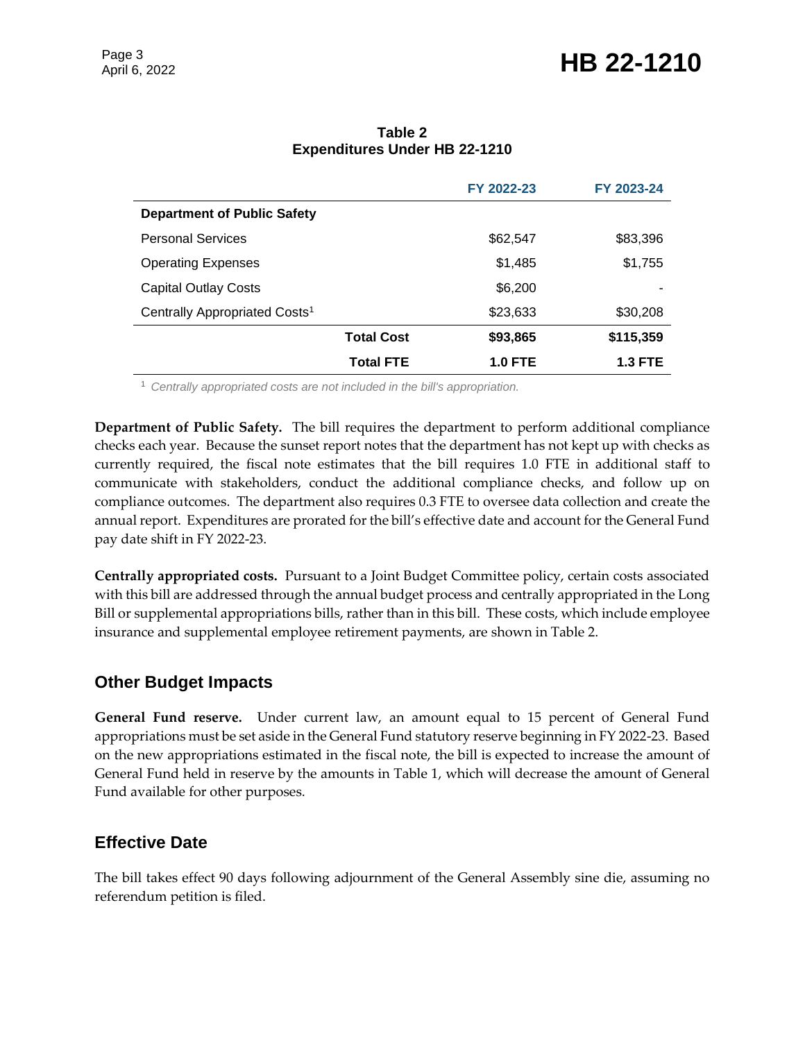**Table 2**
**Expenditures Under HB 22-1210**

| | | FY 2022-23 | FY 2023-24 |
|---|---|---|---|
| **Department of Public Safety** | | | |
| Personal Services | | $62,547 | $83,396 |
| Operating Expenses | | $1,485 | $1,755 |
| Capital Outlay Costs | | $6,200 | - |
| Centrally Appropriated Costs[1] | | $23,633 | $30,208 |
| | **Total Cost** | **$93,865** | **$115,359** |
| | **Total FTE** | **1.0 FTE** | **1.3 FTE** |

[1] *Centrally appropriated costs are not included in the bill's appropriation.*

**Department of Public Safety.** The bill requires the department to perform additional compliance checks each year. Because the sunset report notes that the department has not kept up with checks as currently required, the fiscal note estimates that the bill requires 1.0 FTE in additional staff to communicate with stakeholders, conduct the additional compliance checks, and follow up on compliance outcomes. The department also requires 0.3 FTE to oversee data collection and create the annual report. Expenditures are prorated for the bill's effective date and account for the General Fund pay date shift in FY 2022-23.

**Centrally appropriated costs.** Pursuant to a Joint Budget Committee policy, certain costs associated with this bill are addressed through the annual budget process and centrally appropriated in the Long Bill or supplemental appropriations bills, rather than in this bill. These costs, which include employee insurance and supplemental employee retirement payments, are shown in Table 2.

## Other Budget Impacts

**General Fund reserve.** Under current law, an amount equal to 15 percent of General Fund appropriations must be set aside in the General Fund statutory reserve beginning in FY 2022-23. Based on the new appropriations estimated in the fiscal note, the bill is expected to increase the amount of General Fund held in reserve by the amounts in Table 1, which will decrease the amount of General Fund available for other purposes.

## Effective Date

The bill takes effect 90 days following adjournment of the General Assembly sine die, assuming no referendum petition is filed.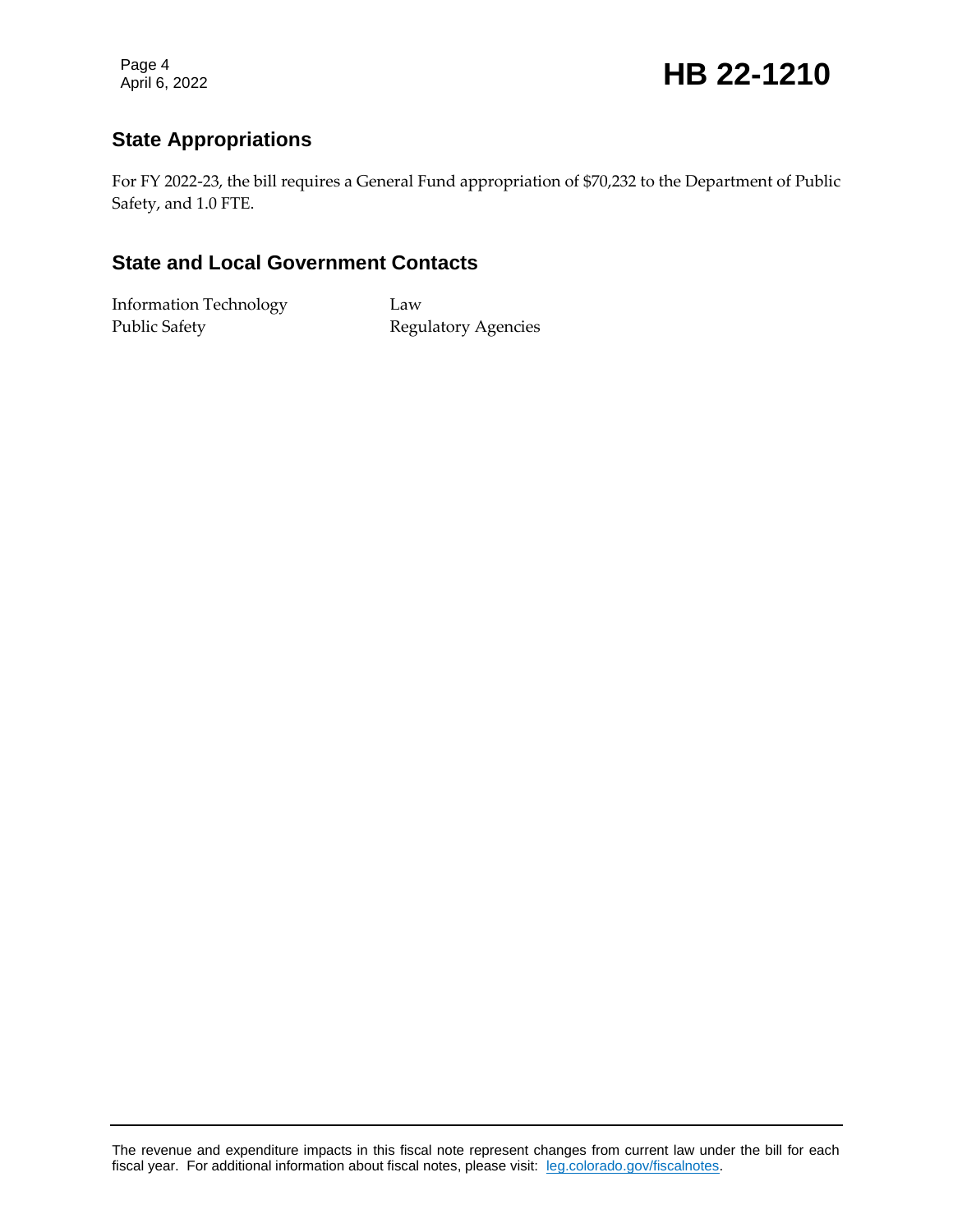## State Appropriations

For FY 2022-23, the bill requires a General Fund appropriation of $70,232 to the Department of Public Safety, and 1.0 FTE.

## State and Local Government Contacts

| | |
|---|---|
| Information Technology | Law |
| Public Safety | Regulatory Agencies |

The revenue and expenditure impacts in this fiscal note represent changes from current law under the bill for each fiscal year. For additional information about fiscal notes, please visit: leg.colorado.gov/fiscalnotes.